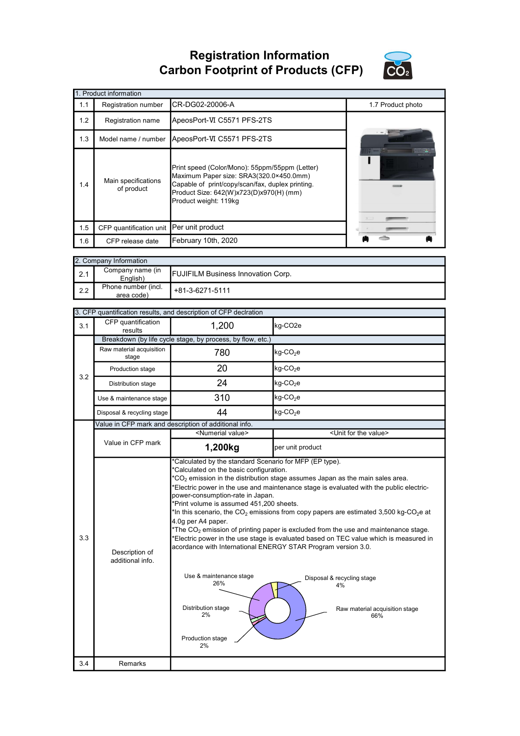# Registration Information
# Carbon Footprint of Products (CFP)

| 1. Product information | | | |
|---|---|---|---|
| 1.1 | Registration number | CR-DG02-20006-A | 1.7 Product photo |
| 1.2 | Registration name | ApeosPort-Ⅵ C5571 PFS-2TS | |
| 1.3 | Model name / number | ApeosPort-Ⅵ C5571 PFS-2TS | |
| 1.4 | Main specifications of product | Print speed (Color/Mono): 55ppm/55ppm (Letter)<br>Maximum Paper size: SRA3(320.0×450.0mm)<br>Capable of print/copy/scan/fax, duplex printing.<br>Product Size: 642(W)x723(D)x970(H) (mm)<br>Product weight: 119kg | |
| 1.5 | CFP quantification unit | Per unit product | |
| 1.6 | CFP release date | February 10th, 2020 | |

| 2. Company Information | | |
|---|---|---|
| 2.1 | Company name (in English) | FUJIFILM Business Innovation Corp. |
| 2.2 | Phone number (incl. area code) | +81-3-6271-5111 |

| 3. CFP quantification results, and description of CFP declration | | | |
|---|---|---|---|
| 3.1 | CFP quantification results | 1,200 | kg-CO2e |
| 3.2 | Breakdown (by life cycle stage, by process, by flow, etc.) | | |
| | Raw material acquisition stage | 780 | kg-$CO_2$e |
| | Production stage | 20 | kg-$CO_2$e |
| | Distribution stage | 24 | kg-$CO_2$e |
| | Use & maintenance stage | 310 | kg-$CO_2$e |
| | Disposal & recycling stage | 44 | kg-$CO_2$e |
| 3.3 | Value in CFP mark and description of additional info. | | |
| | Value in CFP mark | <Numerial value> | <Unit for the value> |
| | | **1,200kg** | per unit product |
| | Description of additional info. | *Calculated by the standard Scenario for MFP (EP type).<br>*Calculated on the basic configuration.<br>*$CO_2$ emission in the distribution stage assumes Japan as the main sales area.<br>*Electric power in the use and maintenance stage is evaluated with the public electric-power-consumption-rate in Japan.<br>*Print volume is assumed 451,200 sheets.<br>*In this scenario, the $CO_2$ emissions from copy papers are estimated 3,500 kg-$CO_2$e at 4.0g per A4 paper.<br>*The $CO_2$ emission of printing paper is excluded from the use and maintenance stage.<br>*Electric power in the use stage is evaluated based on TEC value which is measured in acordance with International ENERGY STAR Program version 3.0.<br><br>Use & maintenance stage 26%<br>Disposal & recycling stage 4%<br>Distribution stage 2%<br>Raw material acquisition stage 66%<br>Production stage 2% | |
| 3.4 | Remarks | | |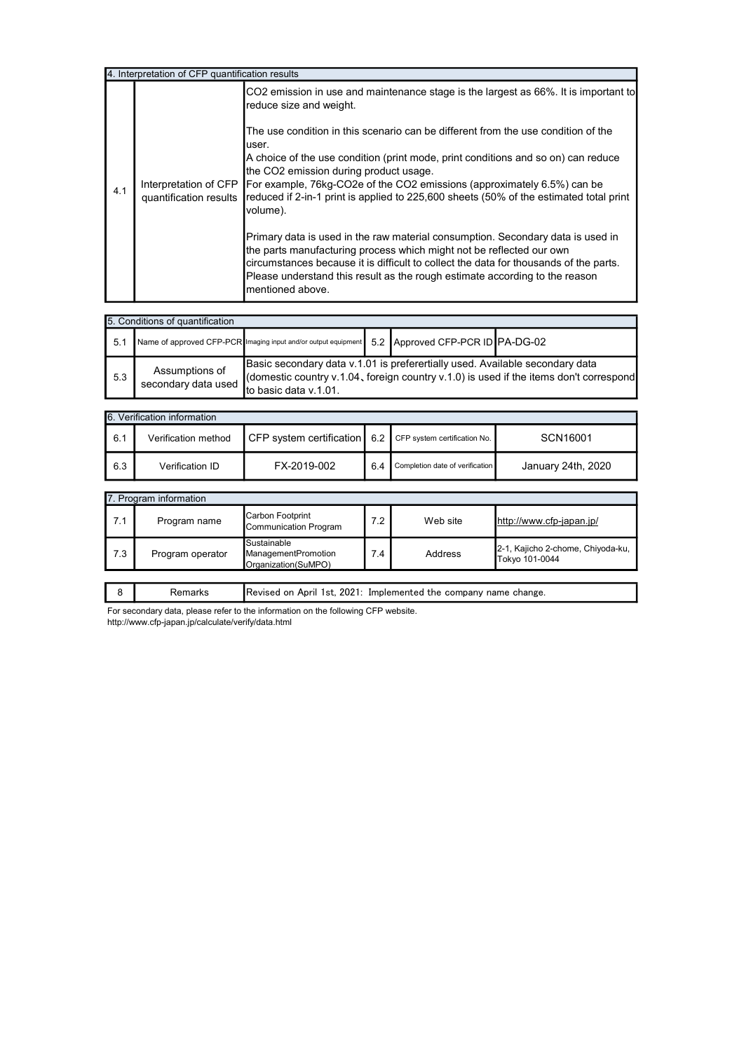## 4. Interpretation of CFP quantification results

| | | |
|---|---|---|
| 4.1 | Interpretation of CFP quantification results | $CO_2$ emission in use and maintenance stage is the largest as 66%. It is important to reduce size and weight.<br><br>The use condition in this scenario can be different from the use condition of the user.<br>A choice of the use condition (print mode, print conditions and so on) can reduce the $CO_2$ emission during product usage.<br>For example, 76kg-$CO_2$e of the $CO_2$ emissions (approximately 6.5%) can be reduced if 2-in-1 print is applied to 225,600 sheets (50% of the estimated total print volume).<br><br>Primary data is used in the raw material consumption. Secondary data is used in the parts manufacturing process which might not be reflected our own circumstances because it is difficult to collect the data for thousands of the parts. Please understand this result as the rough estimate according to the reason mentioned above. |

## 5. Conditions of quantification

| | | | | | |
|---|---|---|---|---|---|
| 5.1 | Name of approved CFP-PCR | Imaging input and/or output equipment | 5.2 | Approved CFP-PCR ID | PA-DG-02 |
| 5.3 | Assumptions of secondary data used | Basic secondary data v.1.01 is preferertially used. Available secondary data (domestic country v.1.04、foreign country v.1.0) is used if the items don't correspond to basic data v.1.01. | | | |

## 6. Verification information

| | | | | | |
|---|---|---|---|---|---|
| 6.1 | Verification method | CFP system certification | 6.2 | CFP system certification No. | SCN16001 |
| 6.3 | Verification ID | FX-2019-002 | 6.4 | Completion date of verification | January 24th, 2020 |

## 7. Program information

| | | | | | |
|---|---|---|---|---|---|
| 7.1 | Program name | Carbon Footprint Communication Program | 7.2 | Web site | http://www.cfp-japan.jp/ |
| 7.3 | Program operator | Sustainable ManagementPromotion Organization(SuMPO) | 7.4 | Address | 2-1, Kajicho 2-chome, Chiyoda-ku, Tokyo 101-0044 |

| | | |
|---|---|---|
| 8 | Remarks | Revised on April 1st, 2021: Implemented the company name change. |

For secondary data, please refer to the information on the following CFP website.
http://www.cfp-japan.jp/calculate/verify/data.html